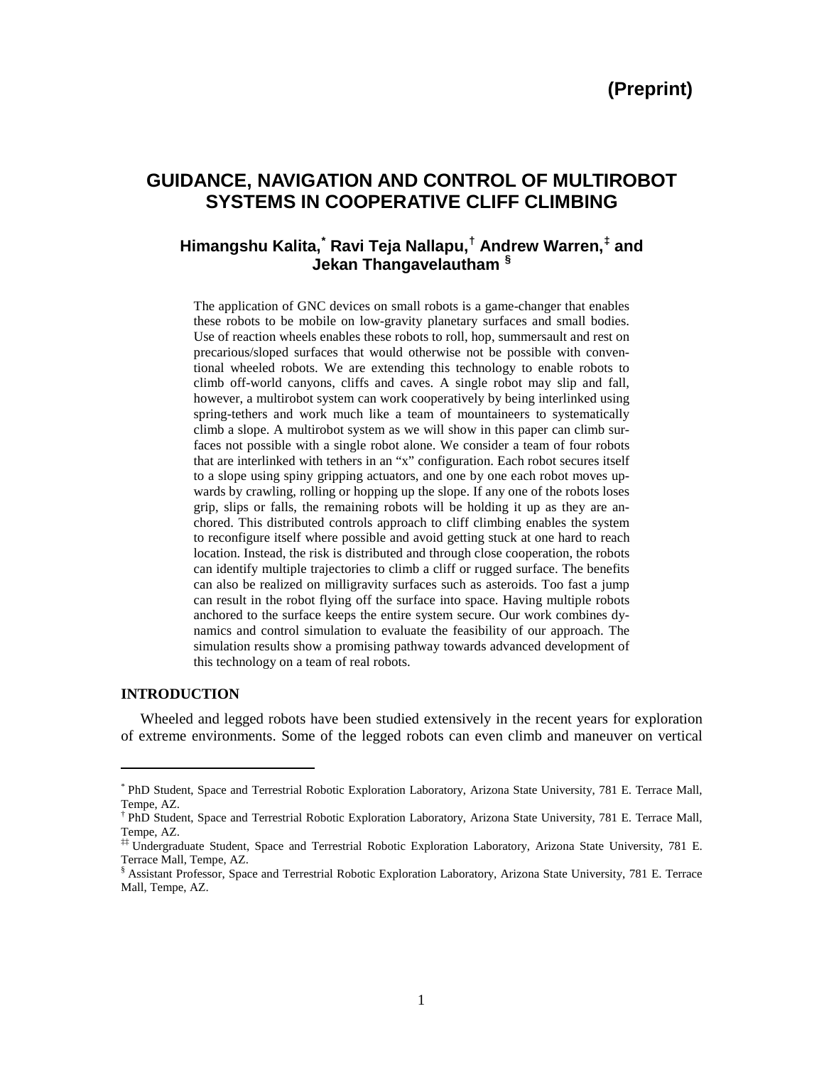(Preprint)

# GUIDANCE, NAVIGATION AND CONTROL OF MULTIROBOT SYSTEMS IN COOPERATIVE CLIFF CLIMBING

**Himangshu Kalita,[*] Ravi Teja Nallapu,[†] Andrew Warren,[‡] and Jekan Thangavelautham [§]**

The application of GNC devices on small robots is a game-changer that enables these robots to be mobile on low-gravity planetary surfaces and small bodies. Use of reaction wheels enables these robots to roll, hop, summersault and rest on precarious/sloped surfaces that would otherwise not be possible with conventional wheeled robots. We are extending this technology to enable robots to climb off-world canyons, cliffs and caves. A single robot may slip and fall, however, a multirobot system can work cooperatively by being interlinked using spring-tethers and work much like a team of mountaineers to systematically climb a slope. A multirobot system as we will show in this paper can climb surfaces not possible with a single robot alone. We consider a team of four robots that are interlinked with tethers in an "x" configuration. Each robot secures itself to a slope using spiny gripping actuators, and one by one each robot moves upwards by crawling, rolling or hopping up the slope. If any one of the robots loses grip, slips or falls, the remaining robots will be holding it up as they are anchored. This distributed controls approach to cliff climbing enables the system to reconfigure itself where possible and avoid getting stuck at one hard to reach location. Instead, the risk is distributed and through close cooperation, the robots can identify multiple trajectories to climb a cliff or rugged surface. The benefits can also be realized on milligravity surfaces such as asteroids. Too fast a jump can result in the robot flying off the surface into space. Having multiple robots anchored to the surface keeps the entire system secure. Our work combines dynamics and control simulation to evaluate the feasibility of our approach. The simulation results show a promising pathway towards advanced development of this technology on a team of real robots.

## INTRODUCTION

Wheeled and legged robots have been studied extensively in the recent years for exploration of extreme environments. Some of the legged robots can even climb and maneuver on vertical

---

[*] PhD Student, Space and Terrestrial Robotic Exploration Laboratory, Arizona State University, 781 E. Terrace Mall, Tempe, AZ.

[†] PhD Student, Space and Terrestrial Robotic Exploration Laboratory, Arizona State University, 781 E. Terrace Mall, Tempe, AZ.

[‡‡] Undergraduate Student, Space and Terrestrial Robotic Exploration Laboratory, Arizona State University, 781 E. Terrace Mall, Tempe, AZ.

[§] Assistant Professor, Space and Terrestrial Robotic Exploration Laboratory, Arizona State University, 781 E. Terrace Mall, Tempe, AZ.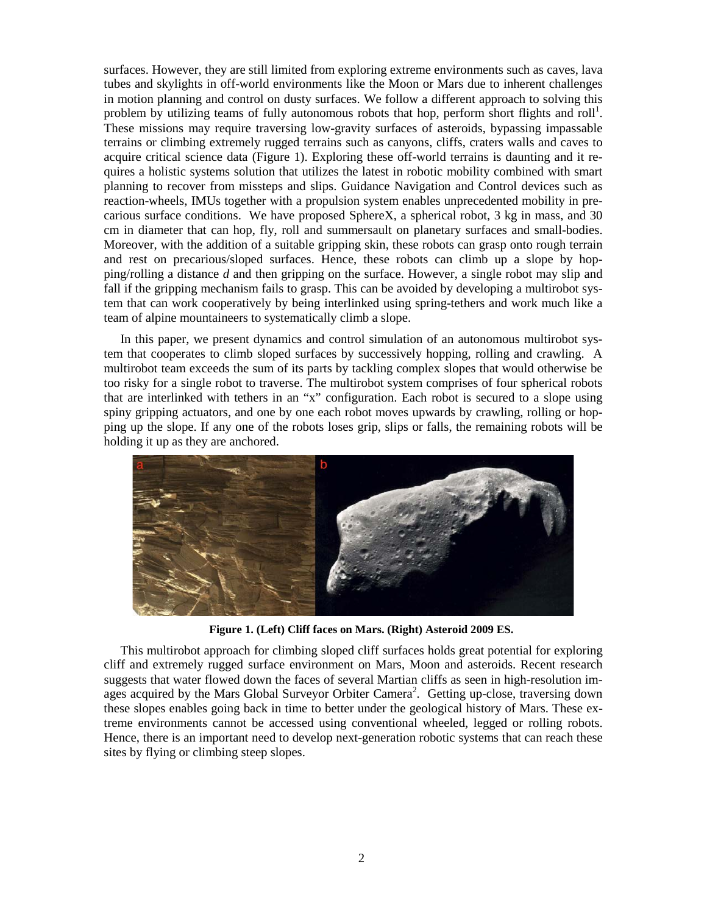surfaces. However, they are still limited from exploring extreme environments such as caves, lava tubes and skylights in off-world environments like the Moon or Mars due to inherent challenges in motion planning and control on dusty surfaces. We follow a different approach to solving this problem by utilizing teams of fully autonomous robots that hop, perform short flights and roll[1]. These missions may require traversing low-gravity surfaces of asteroids, bypassing impassable terrains or climbing extremely rugged terrains such as canyons, cliffs, craters walls and caves to acquire critical science data (Figure 1). Exploring these off-world terrains is daunting and it requires a holistic systems solution that utilizes the latest in robotic mobility combined with smart planning to recover from missteps and slips. Guidance Navigation and Control devices such as reaction-wheels, IMUs together with a propulsion system enables unprecedented mobility in precarious surface conditions. We have proposed SphereX, a spherical robot, 3 kg in mass, and 30 cm in diameter that can hop, fly, roll and summersault on planetary surfaces and small-bodies. Moreover, with the addition of a suitable gripping skin, these robots can grasp onto rough terrain and rest on precarious/sloped surfaces. Hence, these robots can climb up a slope by hopping/rolling a distance *d* and then gripping on the surface. However, a single robot may slip and fall if the gripping mechanism fails to grasp. This can be avoided by developing a multirobot system that can work cooperatively by being interlinked using spring-tethers and work much like a team of alpine mountaineers to systematically climb a slope.

In this paper, we present dynamics and control simulation of an autonomous multirobot system that cooperates to climb sloped surfaces by successively hopping, rolling and crawling. A multirobot team exceeds the sum of its parts by tackling complex slopes that would otherwise be too risky for a single robot to traverse. The multirobot system comprises of four spherical robots that are interlinked with tethers in an "x" configuration. Each robot is secured to a slope using spiny gripping actuators, and one by one each robot moves upwards by crawling, rolling or hopping up the slope. If any one of the robots loses grip, slips or falls, the remaining robots will be holding it up as they are anchored.

**Figure 1. (Left) Cliff faces on Mars. (Right) Asteroid 2009 ES.**

This multirobot approach for climbing sloped cliff surfaces holds great potential for exploring cliff and extremely rugged surface environment on Mars, Moon and asteroids. Recent research suggests that water flowed down the faces of several Martian cliffs as seen in high-resolution images acquired by the Mars Global Surveyor Orbiter Camera[2]. Getting up-close, traversing down these slopes enables going back in time to better under the geological history of Mars. These extreme environments cannot be accessed using conventional wheeled, legged or rolling robots. Hence, there is an important need to develop next-generation robotic systems that can reach these sites by flying or climbing steep slopes.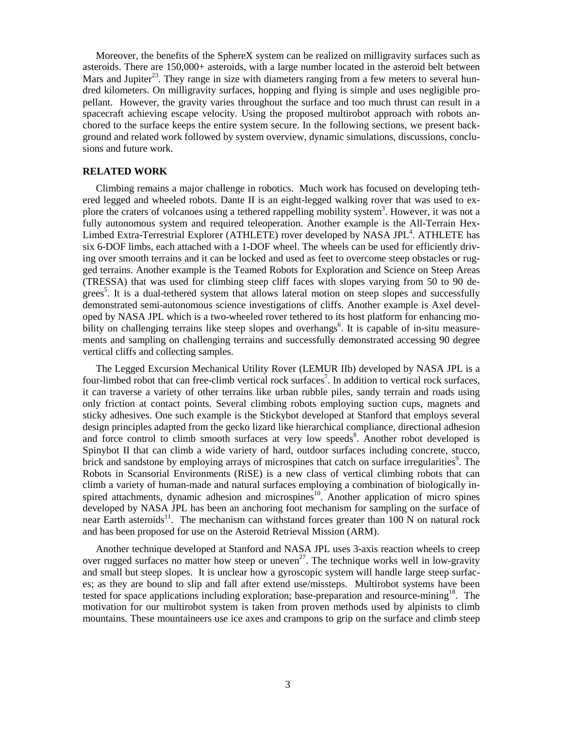Moreover, the benefits of the SphereX system can be realized on milligravity surfaces such as asteroids. There are 150,000+ asteroids, with a large number located in the asteroid belt between Mars and Jupiter[23]. They range in size with diameters ranging from a few meters to several hundred kilometers. On milligravity surfaces, hopping and flying is simple and uses negligible propellant. However, the gravity varies throughout the surface and too much thrust can result in a spacecraft achieving escape velocity. Using the proposed multirobot approach with robots anchored to the surface keeps the entire system secure. In the following sections, we present background and related work followed by system overview, dynamic simulations, discussions, conclusions and future work.

## RELATED WORK

Climbing remains a major challenge in robotics. Much work has focused on developing tethered legged and wheeled robots. Dante II is an eight-legged walking rover that was used to explore the craters of volcanoes using a tethered rappelling mobility system[3]. However, it was not a fully autonomous system and required teleoperation. Another example is the All-Terrain Hex-Limbed Extra-Terrestrial Explorer (ATHLETE) rover developed by NASA JPL[4]. ATHLETE has six 6-DOF limbs, each attached with a 1-DOF wheel. The wheels can be used for efficiently driving over smooth terrains and it can be locked and used as feet to overcome steep obstacles or rugged terrains. Another example is the Teamed Robots for Exploration and Science on Steep Areas (TRESSA) that was used for climbing steep cliff faces with slopes varying from 50 to 90 degrees[5]. It is a dual-tethered system that allows lateral motion on steep slopes and successfully demonstrated semi-autonomous science investigations of cliffs. Another example is Axel developed by NASA JPL which is a two-wheeled rover tethered to its host platform for enhancing mobility on challenging terrains like steep slopes and overhangs[6]. It is capable of in-situ measurements and sampling on challenging terrains and successfully demonstrated accessing 90 degree vertical cliffs and collecting samples.

The Legged Excursion Mechanical Utility Rover (LEMUR IIb) developed by NASA JPL is a four-limbed robot that can free-climb vertical rock surfaces[7]. In addition to vertical rock surfaces, it can traverse a variety of other terrains like urban rubble piles, sandy terrain and roads using only friction at contact points. Several climbing robots employing suction cups, magnets and sticky adhesives. One such example is the Stickybot developed at Stanford that employs several design principles adapted from the gecko lizard like hierarchical compliance, directional adhesion and force control to climb smooth surfaces at very low speeds[8]. Another robot developed is Spinybot II that can climb a wide variety of hard, outdoor surfaces including concrete, stucco, brick and sandstone by employing arrays of microspines that catch on surface irregularities[9]. The Robots in Scansorial Environments (RiSE) is a new class of vertical climbing robots that can climb a variety of human-made and natural surfaces employing a combination of biologically inspired attachments, dynamic adhesion and microspines[10]. Another application of micro spines developed by NASA JPL has been an anchoring foot mechanism for sampling on the surface of near Earth asteroids[11]. The mechanism can withstand forces greater than 100 N on natural rock and has been proposed for use on the Asteroid Retrieval Mission (ARM).

Another technique developed at Stanford and NASA JPL uses 3-axis reaction wheels to creep over rugged surfaces no matter how steep or uneven[27]. The technique works well in low-gravity and small but steep slopes. It is unclear how a gyroscopic system will handle large steep surfaces; as they are bound to slip and fall after extend use/missteps. Multirobot systems have been tested for space applications including exploration; base-preparation and resource-mining[18]. The motivation for our multirobot system is taken from proven methods used by alpinists to climb mountains. These mountaineers use ice axes and crampons to grip on the surface and climb steep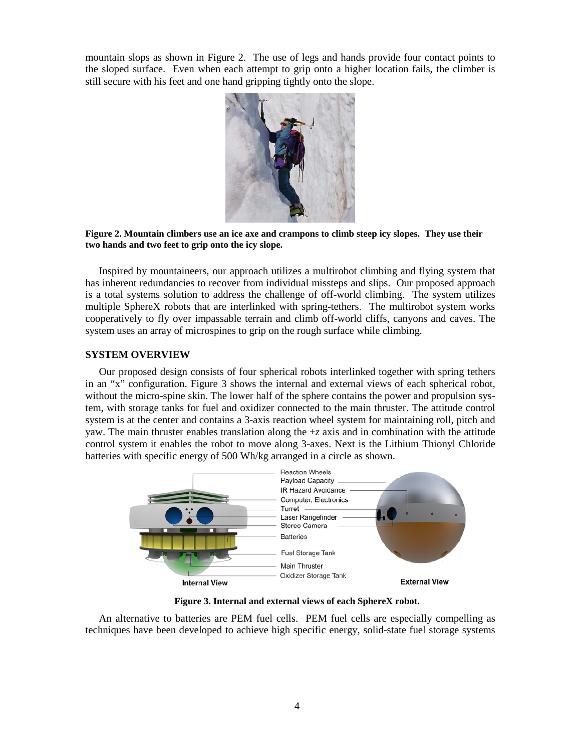mountain slops as shown in Figure 2. The use of legs and hands provide four contact points to the sloped surface. Even when each attempt to grip onto a higher location fails, the climber is still secure with his feet and one hand gripping tightly onto the slope.

**Figure 2. Mountain climbers use an ice axe and crampons to climb steep icy slopes. They use their two hands and two feet to grip onto the icy slope.**

Inspired by mountaineers, our approach utilizes a multirobot climbing and flying system that has inherent redundancies to recover from individual missteps and slips. Our proposed approach is a total systems solution to address the challenge of off-world climbing. The system utilizes multiple SphereX robots that are interlinked with spring-tethers. The multirobot system works cooperatively to fly over impassable terrain and climb off-world cliffs, canyons and caves. The system uses an array of microspines to grip on the rough surface while climbing.

## SYSTEM OVERVIEW

Our proposed design consists of four spherical robots interlinked together with spring tethers in an "x" configuration. Figure 3 shows the internal and external views of each spherical robot, without the micro-spine skin. The lower half of the sphere contains the power and propulsion system, with storage tanks for fuel and oxidizer connected to the main thruster. The attitude control system is at the center and contains a 3-axis reaction wheel system for maintaining roll, pitch and yaw. The main thruster enables translation along the $+z$ axis and in combination with the attitude control system it enables the robot to move along 3-axes. Next is the Lithium Thionyl Chloride batteries with specific energy of 500 Wh/kg arranged in a circle as shown.

**Figure 3. Internal and external views of each SphereX robot.**

An alternative to batteries are PEM fuel cells. PEM fuel cells are especially compelling as techniques have been developed to achieve high specific energy, solid-state fuel storage systems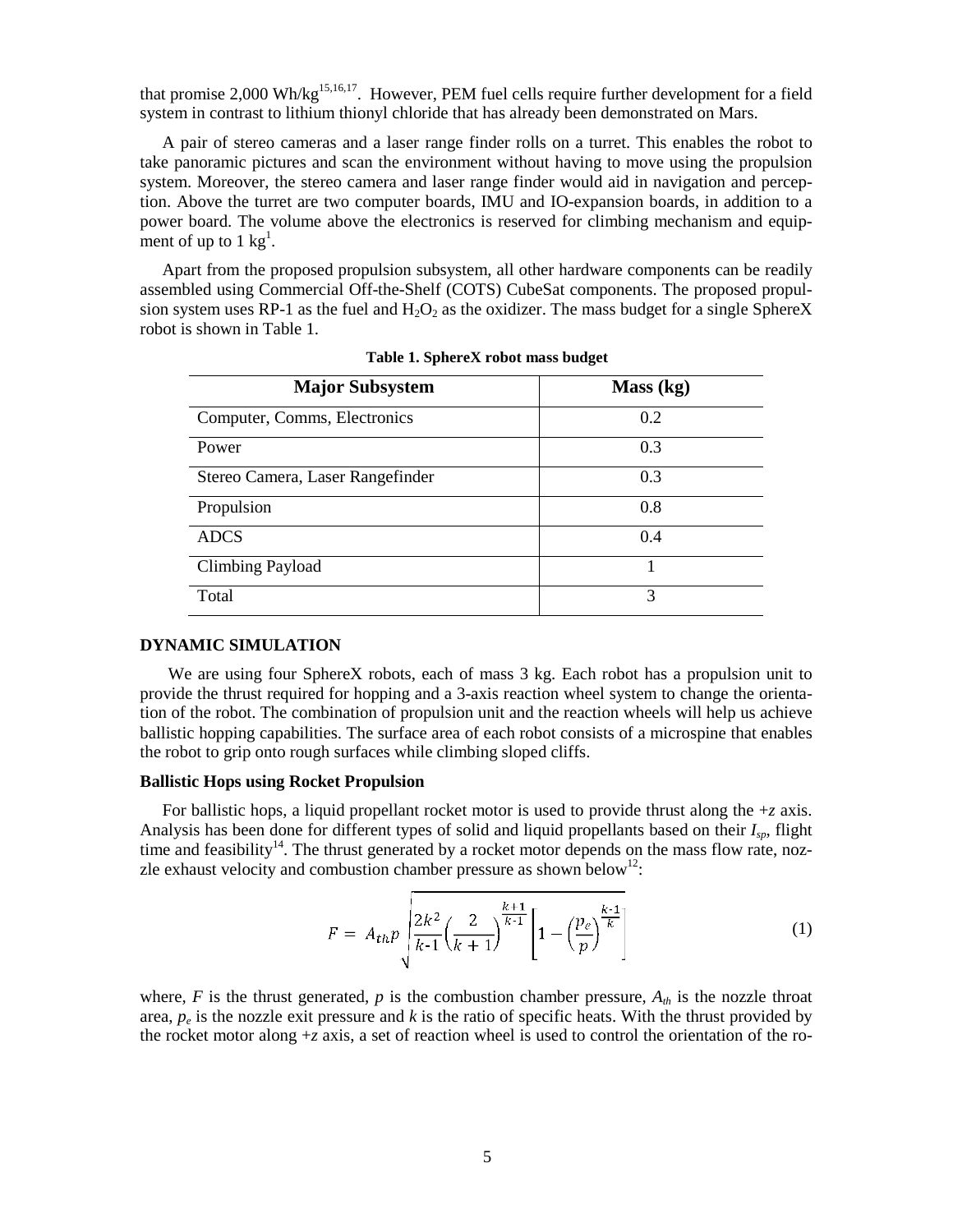that promise 2,000 Wh/kg[15,16,17]. However, PEM fuel cells require further development for a field system in contrast to lithium thionyl chloride that has already been demonstrated on Mars.

A pair of stereo cameras and a laser range finder rolls on a turret. This enables the robot to take panoramic pictures and scan the environment without having to move using the propulsion system. Moreover, the stereo camera and laser range finder would aid in navigation and perception. Above the turret are two computer boards, IMU and IO-expansion boards, in addition to a power board. The volume above the electronics is reserved for climbing mechanism and equipment of up to 1 kg[1].

Apart from the proposed propulsion subsystem, all other hardware components can be readily assembled using Commercial Off-the-Shelf (COTS) CubeSat components. The proposed propulsion system uses RP-1 as the fuel and $H_2O_2$ as the oxidizer. The mass budget for a single SphereX robot is shown in Table 1.

**Table 1. SphereX robot mass budget**

| Major Subsystem | Mass (kg) |
|---|---|
| Computer, Comms, Electronics | 0.2 |
| Power | 0.3 |
| Stereo Camera, Laser Rangefinder | 0.3 |
| Propulsion | 0.8 |
| ADCS | 0.4 |
| Climbing Payload | 1 |
| Total | 3 |

## DYNAMIC SIMULATION

We are using four SphereX robots, each of mass 3 kg. Each robot has a propulsion unit to provide the thrust required for hopping and a 3-axis reaction wheel system to change the orientation of the robot. The combination of propulsion unit and the reaction wheels will help us achieve ballistic hopping capabilities. The surface area of each robot consists of a microspine that enables the robot to grip onto rough surfaces while climbing sloped cliffs.

### Ballistic Hops using Rocket Propulsion

For ballistic hops, a liquid propellant rocket motor is used to provide thrust along the *+z* axis. Analysis has been done for different types of solid and liquid propellants based on their $I_{sp}$, flight time and feasibility[14]. The thrust generated by a rocket motor depends on the mass flow rate, nozzle exhaust velocity and combustion chamber pressure as shown below[12]:

$$F = A_{th} p \sqrt{\frac{2k^2}{k\text{-}1}\left(\frac{2}{k+1}\right)^{\frac{k+1}{k\text{-}1}}\left[1-\left(\frac{p_e}{p}\right)^{\frac{k\text{-}1}{k}}\right]} \tag{1}$$

where, $F$ is the thrust generated, $p$ is the combustion chamber pressure, $A_{th}$ is the nozzle throat area, $p_e$ is the nozzle exit pressure and $k$ is the ratio of specific heats. With the thrust provided by the rocket motor along *+z* axis, a set of reaction wheel is used to control the orientation of the ro-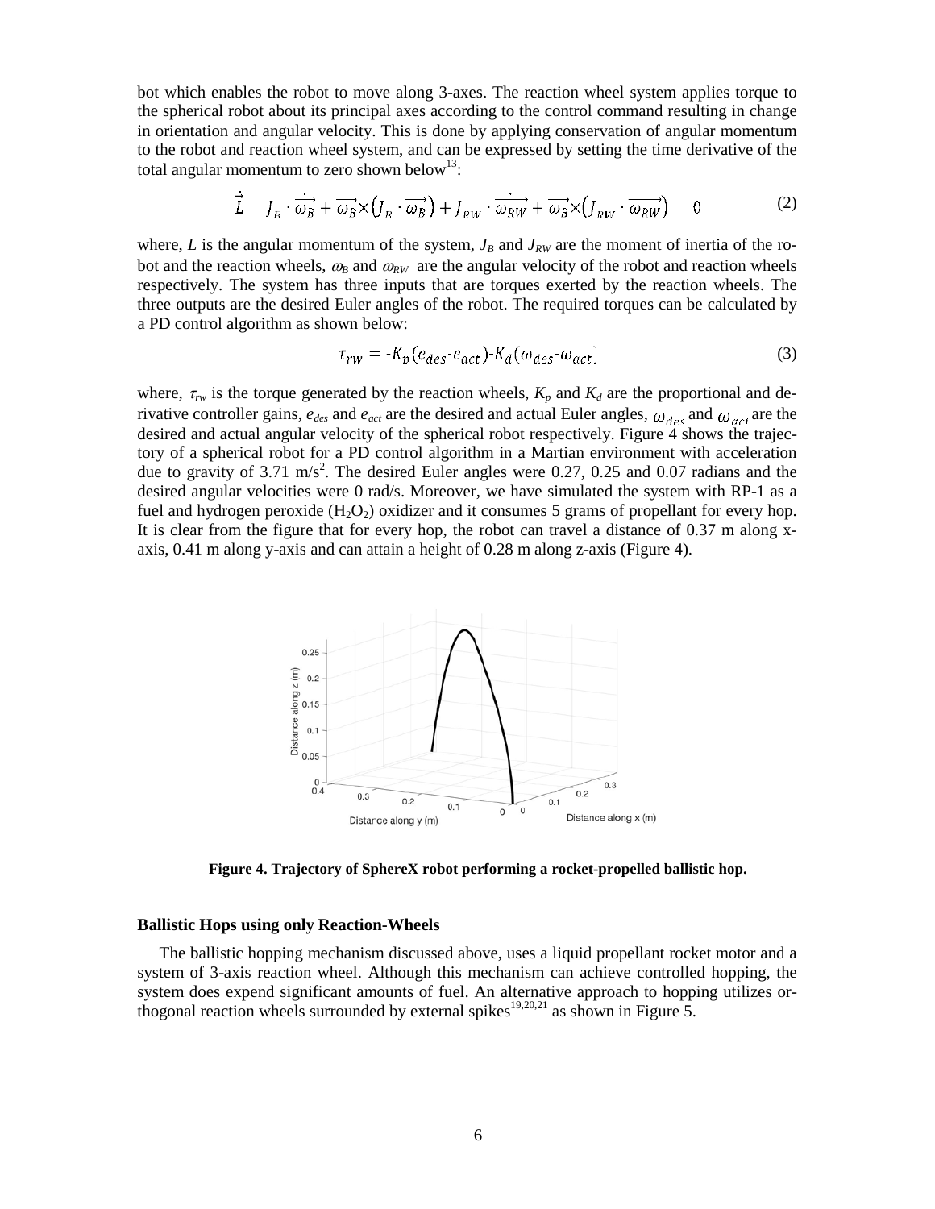bot which enables the robot to move along 3-axes. The reaction wheel system applies torque to the spherical robot about its principal axes according to the control command resulting in change in orientation and angular velocity. This is done by applying conservation of angular momentum to the robot and reaction wheel system, and can be expressed by setting the time derivative of the total angular momentum to zero shown below[13]:

$$\dot{\vec{L}} = J_B \cdot \dot{\overrightarrow{\omega_B}} + \overrightarrow{\omega_B} \times \left(J_B \cdot \overrightarrow{\omega_B}\right) + J_{RW} \cdot \dot{\overrightarrow{\omega_{RW}}} + \overrightarrow{\omega_B} \times \left(J_{RW} \cdot \overrightarrow{\omega_{RW}}\right) = 0 \tag{2}$$

where, $L$ is the angular momentum of the system, $J_B$ and $J_{RW}$ are the moment of inertia of the robot and the reaction wheels, $\omega_B$ and $\omega_{RW}$ are the angular velocity of the robot and reaction wheels respectively. The system has three inputs that are torques exerted by the reaction wheels. The three outputs are the desired Euler angles of the robot. The required torques can be calculated by a PD control algorithm as shown below:

$$\tau_{rw} = -K_p(e_{des} - e_{act}) - K_d(\omega_{des} - \omega_{act}) \tag{3}$$

where, $\tau_{rw}$ is the torque generated by the reaction wheels, $K_p$ and $K_d$ are the proportional and derivative controller gains, $e_{des}$ and $e_{act}$ are the desired and actual Euler angles, $\omega_{des}$ and $\omega_{act}$ are the desired and actual angular velocity of the spherical robot respectively. Figure 4 shows the trajectory of a spherical robot for a PD control algorithm in a Martian environment with acceleration due to gravity of 3.71 m/s$^2$. The desired Euler angles were 0.27, 0.25 and 0.07 radians and the desired angular velocities were 0 rad/s. Moreover, we have simulated the system with RP-1 as a fuel and hydrogen peroxide ($H_2O_2$) oxidizer and it consumes 5 grams of propellant for every hop. It is clear from the figure that for every hop, the robot can travel a distance of 0.37 m along x-axis, 0.41 m along y-axis and can attain a height of 0.28 m along z-axis (Figure 4).

**Figure 4. Trajectory of SphereX robot performing a rocket-propelled ballistic hop.**

### Ballistic Hops using only Reaction-Wheels

The ballistic hopping mechanism discussed above, uses a liquid propellant rocket motor and a system of 3-axis reaction wheel. Although this mechanism can achieve controlled hopping, the system does expend significant amounts of fuel. An alternative approach to hopping utilizes orthogonal reaction wheels surrounded by external spikes[19,20,21] as shown in Figure 5.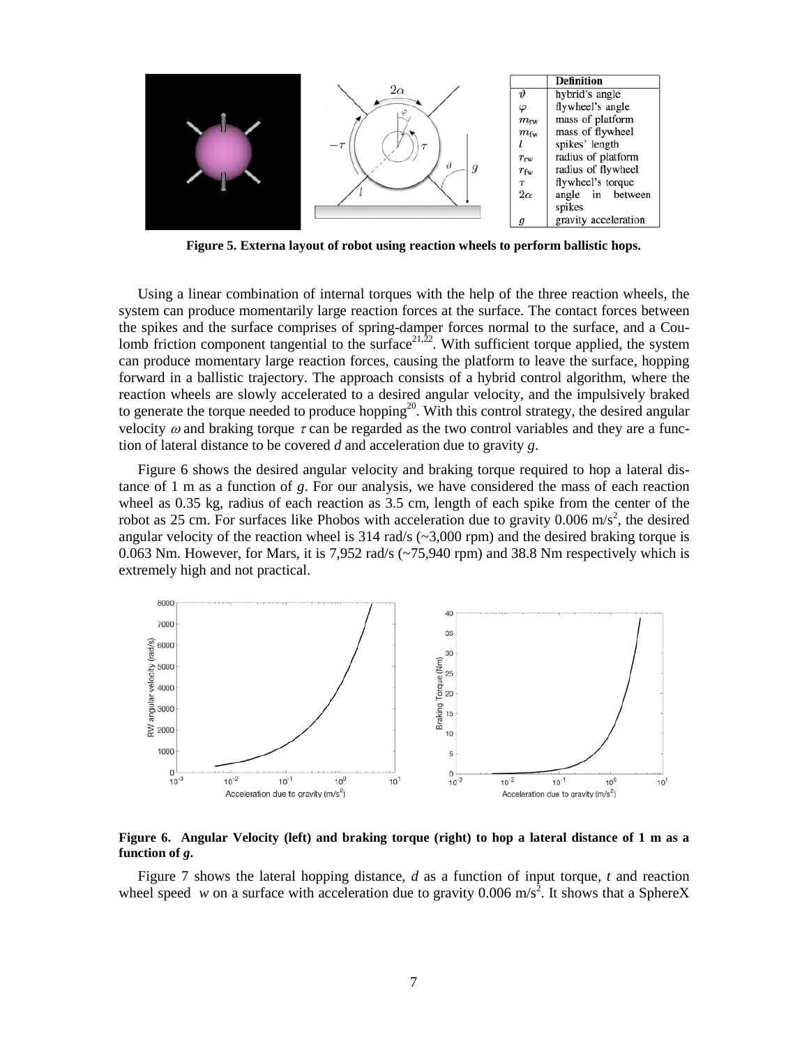| | Definition |
|---|---|
| $\vartheta$ | hybrid's angle |
| $\varphi$ | flywheel's angle |
| $m_{\text{rw}}$ | mass of platform |
| $m_{\text{fw}}$ | mass of flywheel |
| $l$ | spikes' length |
| $r_{\text{rw}}$ | radius of platform |
| $r_{\text{fw}}$ | radius of flywheel |
| $\tau$ | flywheel's torque |
| $2\alpha$ | angle in between spikes |
| $g$ | gravity acceleration |

**Figure 5. Externa layout of robot using reaction wheels to perform ballistic hops.**

Using a linear combination of internal torques with the help of the three reaction wheels, the system can produce momentarily large reaction forces at the surface. The contact forces between the spikes and the surface comprises of spring-damper forces normal to the surface, and a Coulomb friction component tangential to the surface[21,22]. With sufficient torque applied, the system can produce momentary large reaction forces, causing the platform to leave the surface, hopping forward in a ballistic trajectory. The approach consists of a hybrid control algorithm, where the reaction wheels are slowly accelerated to a desired angular velocity, and the impulsively braked to generate the torque needed to produce hopping[20]. With this control strategy, the desired angular velocity $\omega$ and braking torque $\tau$ can be regarded as the two control variables and they are a function of lateral distance to be covered *d* and acceleration due to gravity *g*.

Figure 6 shows the desired angular velocity and braking torque required to hop a lateral distance of 1 m as a function of *g*. For our analysis, we have considered the mass of each reaction wheel as 0.35 kg, radius of each reaction as 3.5 cm, length of each spike from the center of the robot as 25 cm. For surfaces like Phobos with acceleration due to gravity 0.006 $m/s^2$, the desired angular velocity of the reaction wheel is 314 rad/s (~3,000 rpm) and the desired braking torque is 0.063 Nm. However, for Mars, it is 7,952 rad/s (~75,940 rpm) and 38.8 Nm respectively which is extremely high and not practical.

**Figure 6. Angular Velocity (left) and braking torque (right) to hop a lateral distance of 1 m as a function of *g*.**

Figure 7 shows the lateral hopping distance, *d* as a function of input torque, *t* and reaction wheel speed *w* on a surface with acceleration due to gravity 0.006 $m/s^2$. It shows that a SphereX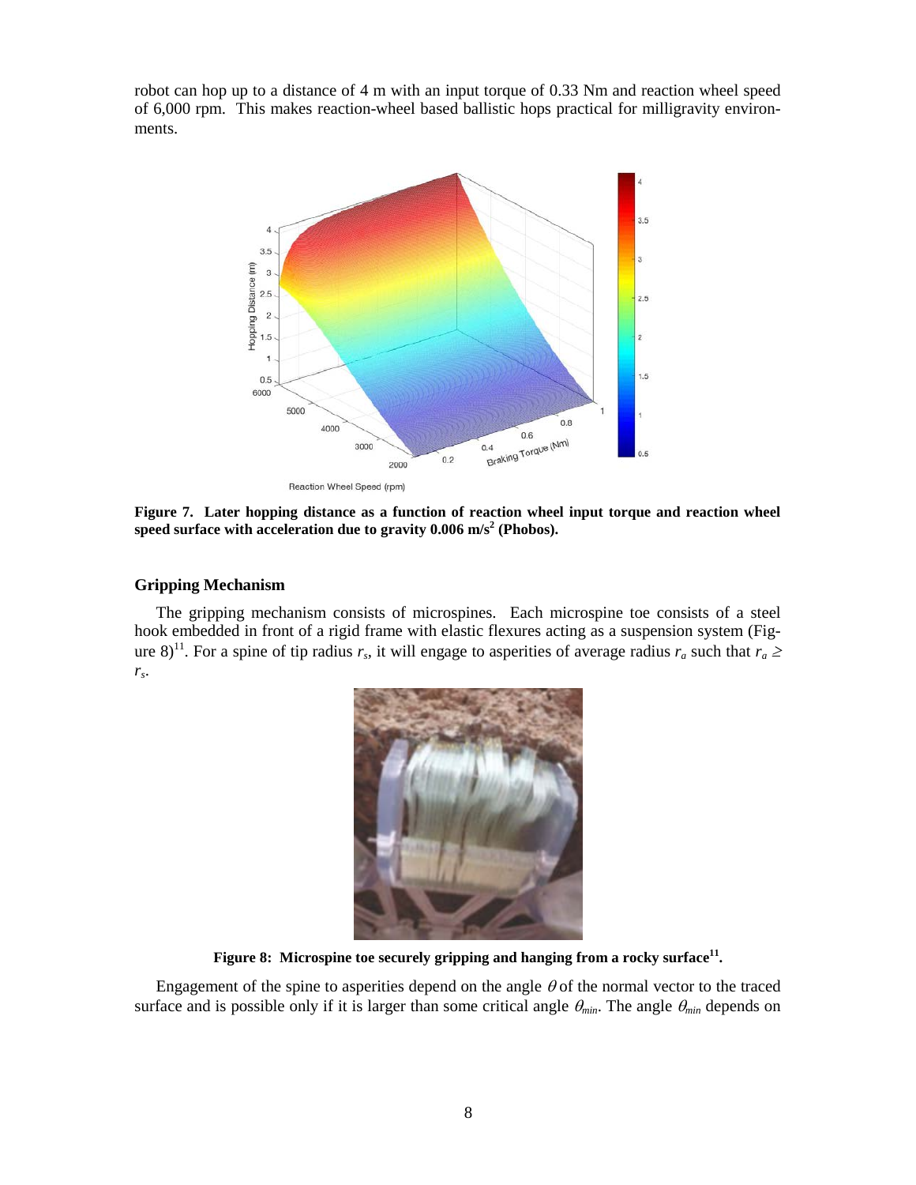robot can hop up to a distance of 4 m with an input torque of 0.33 Nm and reaction wheel speed of 6,000 rpm. This makes reaction-wheel based ballistic hops practical for milligravity environments.

**Figure 7. Later hopping distance as a function of reaction wheel input torque and reaction wheel speed surface with acceleration due to gravity 0.006 m/s$^2$ (Phobos).**

### Gripping Mechanism

The gripping mechanism consists of microspines. Each microspine toe consists of a steel hook embedded in front of a rigid frame with elastic flexures acting as a suspension system (Figure 8)[11]. For a spine of tip radius $r_s$, it will engage to asperities of average radius $r_a$ such that $r_a \geq r_s$.

**Figure 8: Microspine toe securely gripping and hanging from a rocky surface[11].**

Engagement of the spine to asperities depend on the angle $\theta$ of the normal vector to the traced surface and is possible only if it is larger than some critical angle $\theta_{min}$. The angle $\theta_{min}$ depends on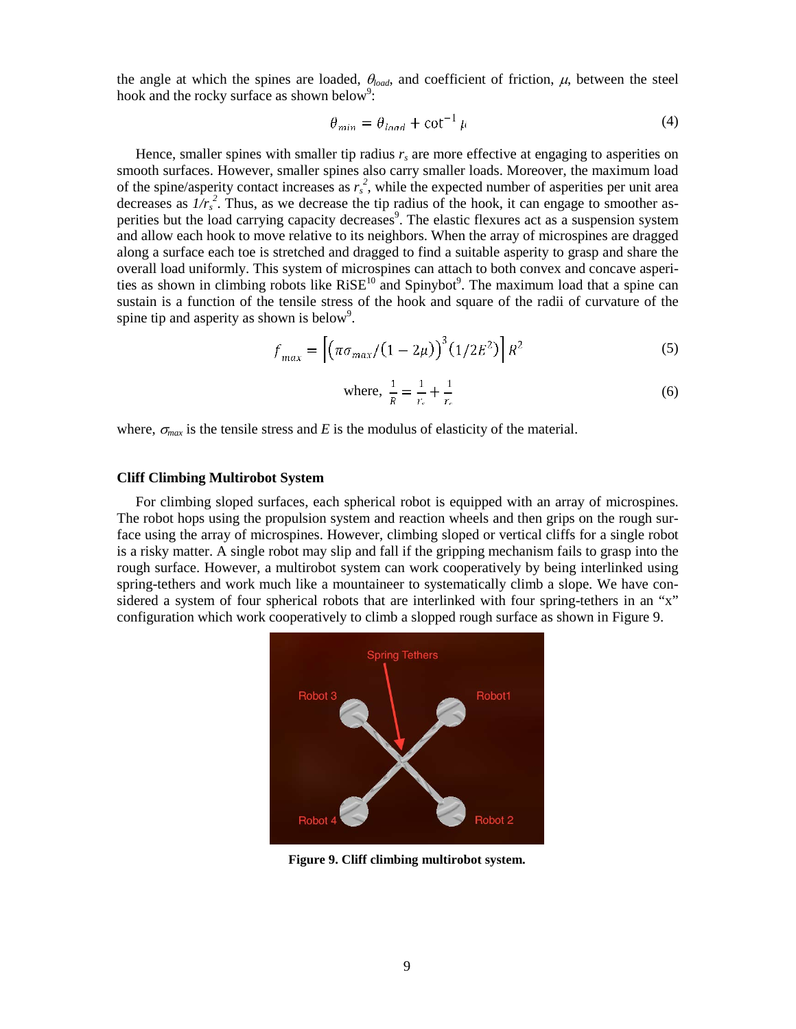the angle at which the spines are loaded, $\theta_{load}$, and coefficient of friction, $\mu$, between the steel hook and the rocky surface as shown below[9]:

$$\theta_{min} = \theta_{load} + \cot^{-1}\mu \tag{4}$$

Hence, smaller spines with smaller tip radius $r_s$ are more effective at engaging to asperities on smooth surfaces. However, smaller spines also carry smaller loads. Moreover, the maximum load of the spine/asperity contact increases as $r_s^2$, while the expected number of asperities per unit area decreases as $1/r_s^2$. Thus, as we decrease the tip radius of the hook, it can engage to smoother asperities but the load carrying capacity decreases[9]. The elastic flexures act as a suspension system and allow each hook to move relative to its neighbors. When the array of microspines are dragged along a surface each toe is stretched and dragged to find a suitable asperity to grasp and share the overall load uniformly. This system of microspines can attach to both convex and concave asperities as shown in climbing robots like RiSE[10] and Spinybot[9]. The maximum load that a spine can sustain is a function of the tensile stress of the hook and square of the radii of curvature of the spine tip and asperity as shown is below[9].

$$f_{max} = \left[\left(\pi\sigma_{max}/(1-2\mu)\right)^3 (1/2E^2)\right] R^2 \tag{5}$$

$$\text{where, } \frac{1}{R} = \frac{1}{r_s} + \frac{1}{r_c} \tag{6}$$

where, $\sigma_{max}$ is the tensile stress and $E$ is the modulus of elasticity of the material.

### Cliff Climbing Multirobot System

For climbing sloped surfaces, each spherical robot is equipped with an array of microspines. The robot hops using the propulsion system and reaction wheels and then grips on the rough surface using the array of microspines. However, climbing sloped or vertical cliffs for a single robot is a risky matter. A single robot may slip and fall if the gripping mechanism fails to grasp into the rough surface. However, a multirobot system can work cooperatively by being interlinked using spring-tethers and work much like a mountaineer to systematically climb a slope. We have considered a system of four spherical robots that are interlinked with four spring-tethers in an "x" configuration which work cooperatively to climb a slopped rough surface as shown in Figure 9.

**Figure 9. Cliff climbing multirobot system.**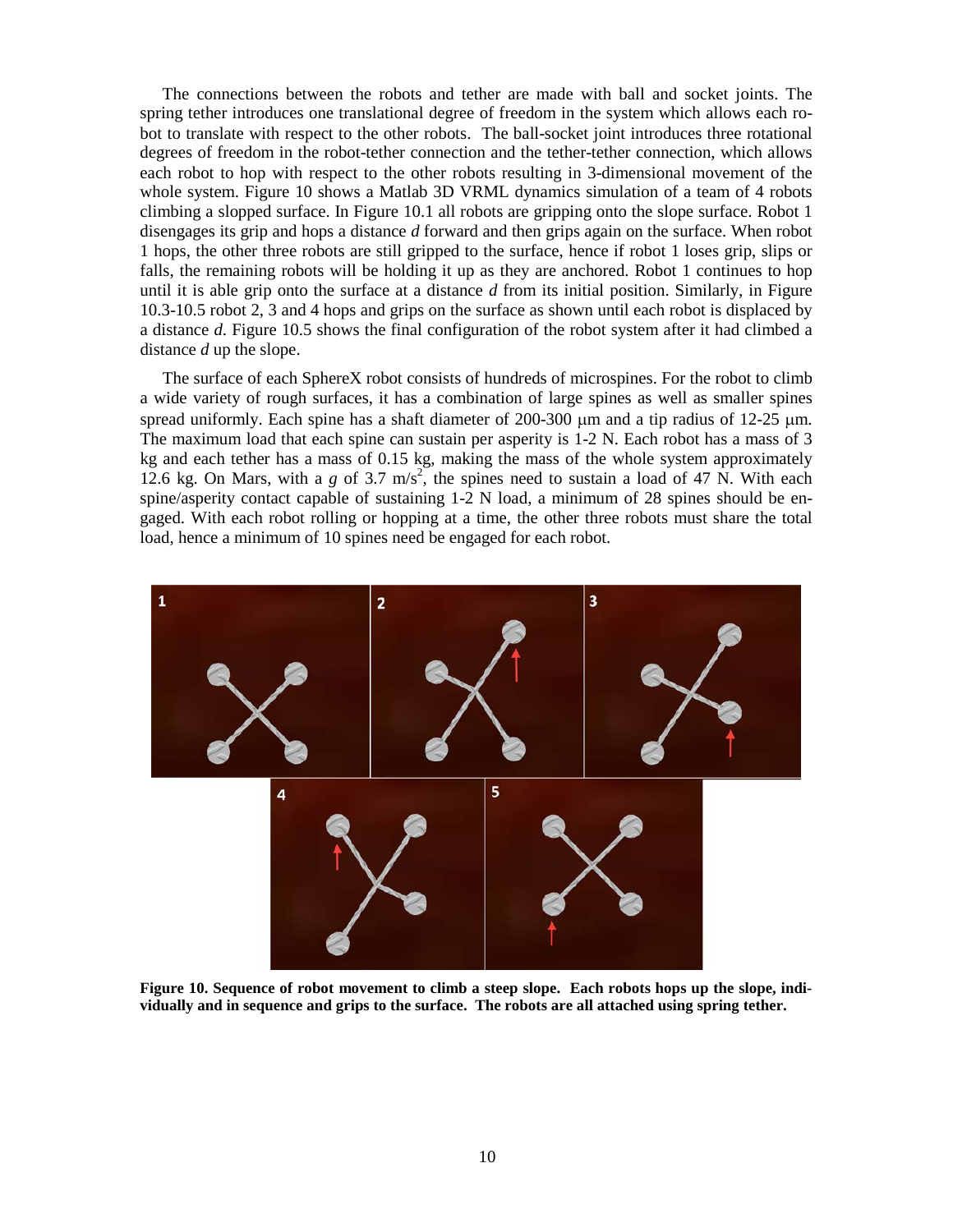The connections between the robots and tether are made with ball and socket joints. The spring tether introduces one translational degree of freedom in the system which allows each robot to translate with respect to the other robots. The ball-socket joint introduces three rotational degrees of freedom in the robot-tether connection and the tether-tether connection, which allows each robot to hop with respect to the other robots resulting in 3-dimensional movement of the whole system. Figure 10 shows a Matlab 3D VRML dynamics simulation of a team of 4 robots climbing a slopped surface. In Figure 10.1 all robots are gripping onto the slope surface. Robot 1 disengages its grip and hops a distance *d* forward and then grips again on the surface. When robot 1 hops, the other three robots are still gripped to the surface, hence if robot 1 loses grip, slips or falls, the remaining robots will be holding it up as they are anchored. Robot 1 continues to hop until it is able grip onto the surface at a distance *d* from its initial position. Similarly, in Figure 10.3-10.5 robot 2, 3 and 4 hops and grips on the surface as shown until each robot is displaced by a distance *d*. Figure 10.5 shows the final configuration of the robot system after it had climbed a distance *d* up the slope.

The surface of each SphereX robot consists of hundreds of microspines. For the robot to climb a wide variety of rough surfaces, it has a combination of large spines as well as smaller spines spread uniformly. Each spine has a shaft diameter of 200-300 μm and a tip radius of 12-25 μm. The maximum load that each spine can sustain per asperity is 1-2 N. Each robot has a mass of 3 kg and each tether has a mass of 0.15 kg, making the mass of the whole system approximately 12.6 kg. On Mars, with a $g$ of 3.7 m/s$^2$, the spines need to sustain a load of 47 N. With each spine/asperity contact capable of sustaining 1-2 N load, a minimum of 28 spines should be engaged. With each robot rolling or hopping at a time, the other three robots must share the total load, hence a minimum of 10 spines need be engaged for each robot.

**Figure 10. Sequence of robot movement to climb a steep slope. Each robots hops up the slope, individually and in sequence and grips to the surface. The robots are all attached using spring tether.**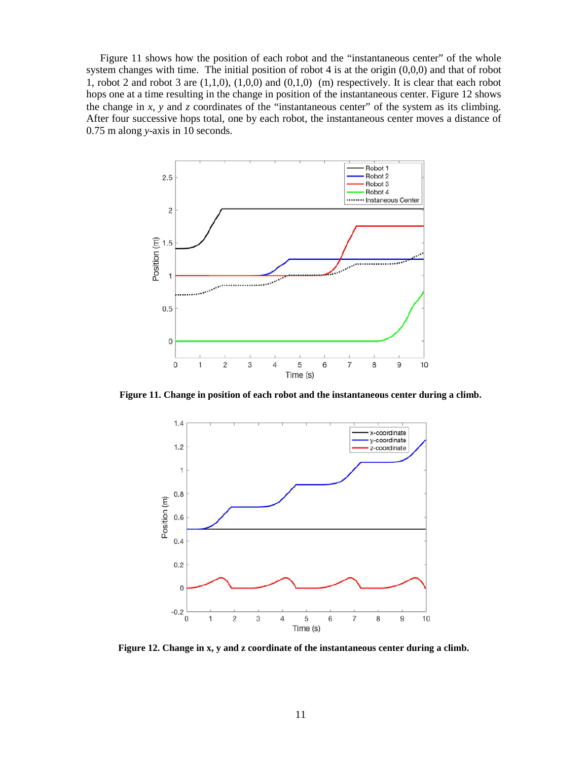Figure 11 shows how the position of each robot and the "instantaneous center" of the whole system changes with time. The initial position of robot 4 is at the origin (0,0,0) and that of robot 1, robot 2 and robot 3 are (1,1,0), (1,0,0) and (0,1,0) (m) respectively. It is clear that each robot hops one at a time resulting in the change in position of the instantaneous center. Figure 12 shows the change in $x$, $y$ and $z$ coordinates of the "instantaneous center" of the system as its climbing. After four successive hops total, one by each robot, the instantaneous center moves a distance of 0.75 m along $y$-axis in 10 seconds.

**Figure 11. Change in position of each robot and the instantaneous center during a climb.**

**Figure 12. Change in x, y and z coordinate of the instantaneous center during a climb.**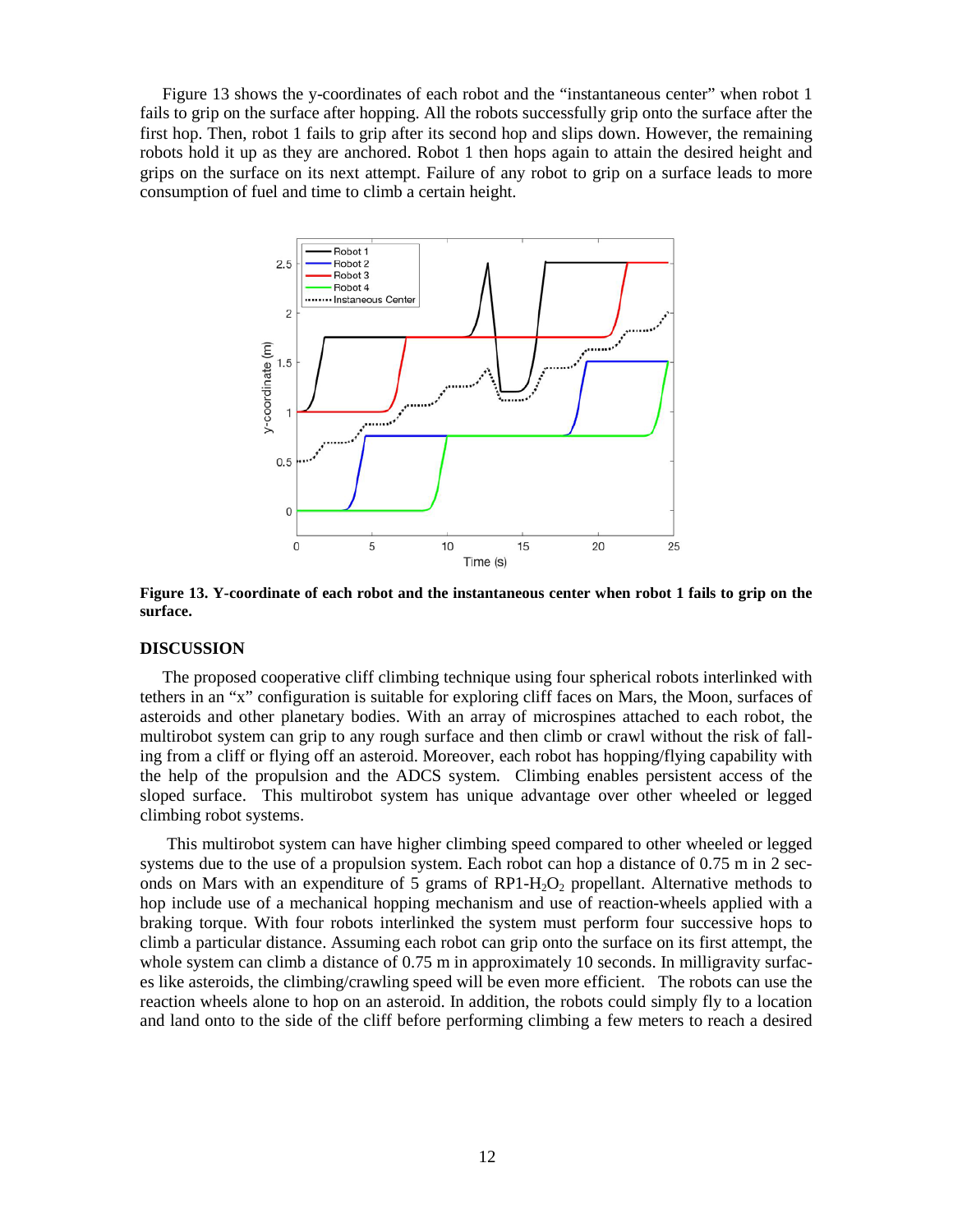Figure 13 shows the y-coordinates of each robot and the "instantaneous center" when robot 1 fails to grip on the surface after hopping. All the robots successfully grip onto the surface after the first hop. Then, robot 1 fails to grip after its second hop and slips down. However, the remaining robots hold it up as they are anchored. Robot 1 then hops again to attain the desired height and grips on the surface on its next attempt. Failure of any robot to grip on a surface leads to more consumption of fuel and time to climb a certain height.

**Figure 13. Y-coordinate of each robot and the instantaneous center when robot 1 fails to grip on the surface.**

## DISCUSSION

The proposed cooperative cliff climbing technique using four spherical robots interlinked with tethers in an "x" configuration is suitable for exploring cliff faces on Mars, the Moon, surfaces of asteroids and other planetary bodies. With an array of microspines attached to each robot, the multirobot system can grip to any rough surface and then climb or crawl without the risk of falling from a cliff or flying off an asteroid. Moreover, each robot has hopping/flying capability with the help of the propulsion and the ADCS system. Climbing enables persistent access of the sloped surface. This multirobot system has unique advantage over other wheeled or legged climbing robot systems.

This multirobot system can have higher climbing speed compared to other wheeled or legged systems due to the use of a propulsion system. Each robot can hop a distance of 0.75 m in 2 seconds on Mars with an expenditure of 5 grams of RP1-$H_2O_2$ propellant. Alternative methods to hop include use of a mechanical hopping mechanism and use of reaction-wheels applied with a braking torque. With four robots interlinked the system must perform four successive hops to climb a particular distance. Assuming each robot can grip onto the surface on its first attempt, the whole system can climb a distance of 0.75 m in approximately 10 seconds. In milligravity surfaces like asteroids, the climbing/crawling speed will be even more efficient. The robots can use the reaction wheels alone to hop on an asteroid. In addition, the robots could simply fly to a location and land onto to the side of the cliff before performing climbing a few meters to reach a desired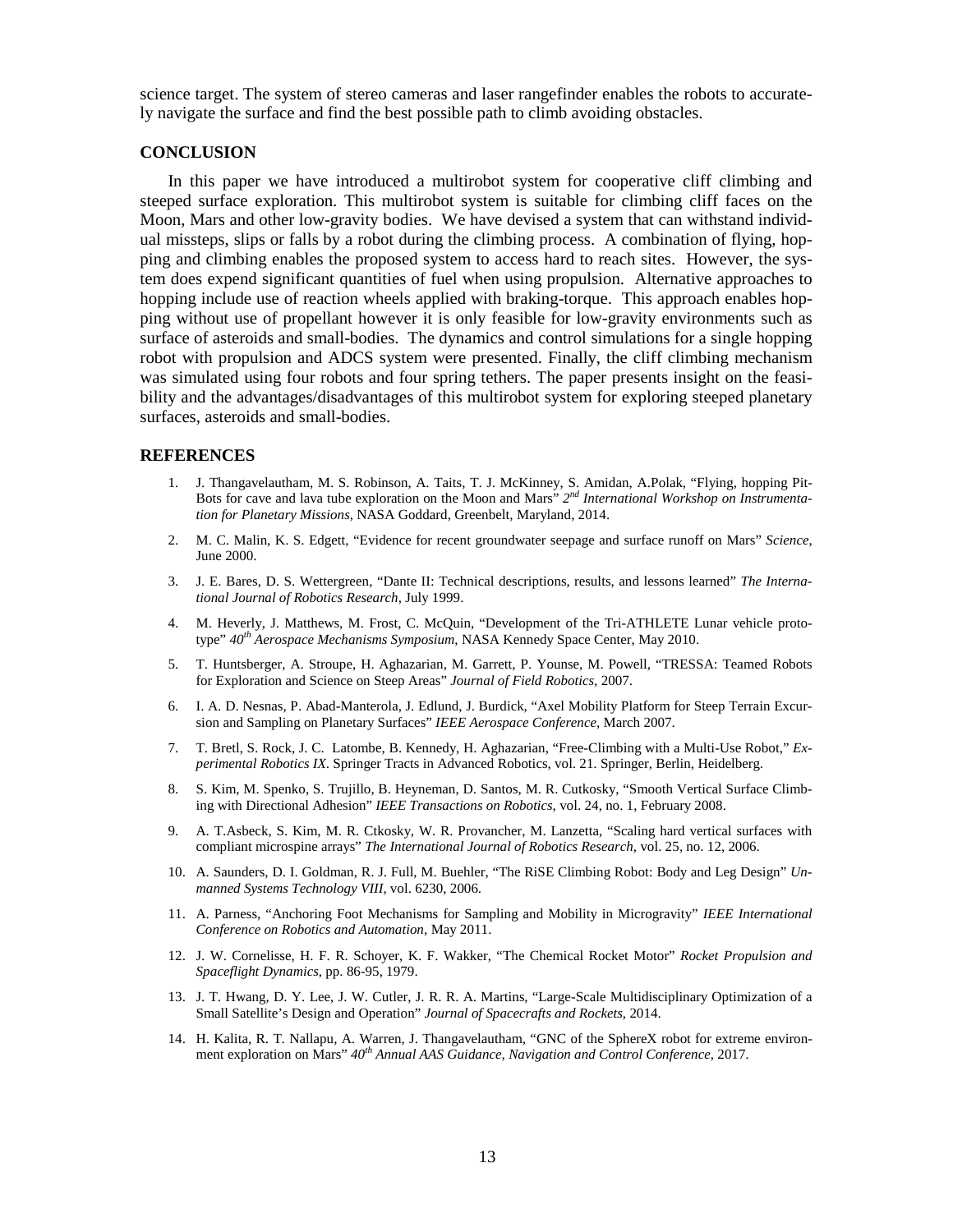science target. The system of stereo cameras and laser rangefinder enables the robots to accurately navigate the surface and find the best possible path to climb avoiding obstacles.

## CONCLUSION

In this paper we have introduced a multirobot system for cooperative cliff climbing and steeped surface exploration. This multirobot system is suitable for climbing cliff faces on the Moon, Mars and other low-gravity bodies. We have devised a system that can withstand individual missteps, slips or falls by a robot during the climbing process. A combination of flying, hopping and climbing enables the proposed system to access hard to reach sites. However, the system does expend significant quantities of fuel when using propulsion. Alternative approaches to hopping include use of reaction wheels applied with braking-torque. This approach enables hopping without use of propellant however it is only feasible for low-gravity environments such as surface of asteroids and small-bodies. The dynamics and control simulations for a single hopping robot with propulsion and ADCS system were presented. Finally, the cliff climbing mechanism was simulated using four robots and four spring tethers. The paper presents insight on the feasibility and the advantages/disadvantages of this multirobot system for exploring steeped planetary surfaces, asteroids and small-bodies.

## REFERENCES

1. J. Thangavelautham, M. S. Robinson, A. Taits, T. J. McKinney, S. Amidan, A.Polak, "Flying, hopping Pit-Bots for cave and lava tube exploration on the Moon and Mars" *2nd International Workshop on Instrumentation for Planetary Missions*, NASA Goddard, Greenbelt, Maryland, 2014.
2. M. C. Malin, K. S. Edgett, "Evidence for recent groundwater seepage and surface runoff on Mars" *Science*, June 2000.
3. J. E. Bares, D. S. Wettergreen, "Dante II: Technical descriptions, results, and lessons learned" *The International Journal of Robotics Research*, July 1999.
4. M. Heverly, J. Matthews, M. Frost, C. McQuin, "Development of the Tri-ATHLETE Lunar vehicle prototype" *40th Aerospace Mechanisms Symposium*, NASA Kennedy Space Center, May 2010.
5. T. Huntsberger, A. Stroupe, H. Aghazarian, M. Garrett, P. Younse, M. Powell, "TRESSA: Teamed Robots for Exploration and Science on Steep Areas" *Journal of Field Robotics*, 2007.
6. I. A. D. Nesnas, P. Abad-Manterola, J. Edlund, J. Burdick, "Axel Mobility Platform for Steep Terrain Excursion and Sampling on Planetary Surfaces" *IEEE Aerospace Conference*, March 2007.
7. T. Bretl, S. Rock, J. C. Latombe, B. Kennedy, H. Aghazarian, "Free-Climbing with a Multi-Use Robot," *Experimental Robotics IX*. Springer Tracts in Advanced Robotics, vol. 21. Springer, Berlin, Heidelberg.
8. S. Kim, M. Spenko, S. Trujillo, B. Heyneman, D. Santos, M. R. Cutkosky, "Smooth Vertical Surface Climbing with Directional Adhesion" *IEEE Transactions on Robotics*, vol. 24, no. 1, February 2008.
9. A. T.Asbeck, S. Kim, M. R. Ctkosky, W. R. Provancher, M. Lanzetta, "Scaling hard vertical surfaces with compliant microspine arrays" *The International Journal of Robotics Research*, vol. 25, no. 12, 2006.
10. A. Saunders, D. I. Goldman, R. J. Full, M. Buehler, "The RiSE Climbing Robot: Body and Leg Design" *Unmanned Systems Technology VIII*, vol. 6230, 2006.
11. A. Parness, "Anchoring Foot Mechanisms for Sampling and Mobility in Microgravity" *IEEE International Conference on Robotics and Automation*, May 2011.
12. J. W. Cornelisse, H. F. R. Schoyer, K. F. Wakker, "The Chemical Rocket Motor" *Rocket Propulsion and Spaceflight Dynamics*, pp. 86-95, 1979.
13. J. T. Hwang, D. Y. Lee, J. W. Cutler, J. R. R. A. Martins, "Large-Scale Multidisciplinary Optimization of a Small Satellite's Design and Operation" *Journal of Spacecrafts and Rockets*, 2014.
14. H. Kalita, R. T. Nallapu, A. Warren, J. Thangavelautham, "GNC of the SphereX robot for extreme environment exploration on Mars" *40th Annual AAS Guidance, Navigation and Control Conference*, 2017.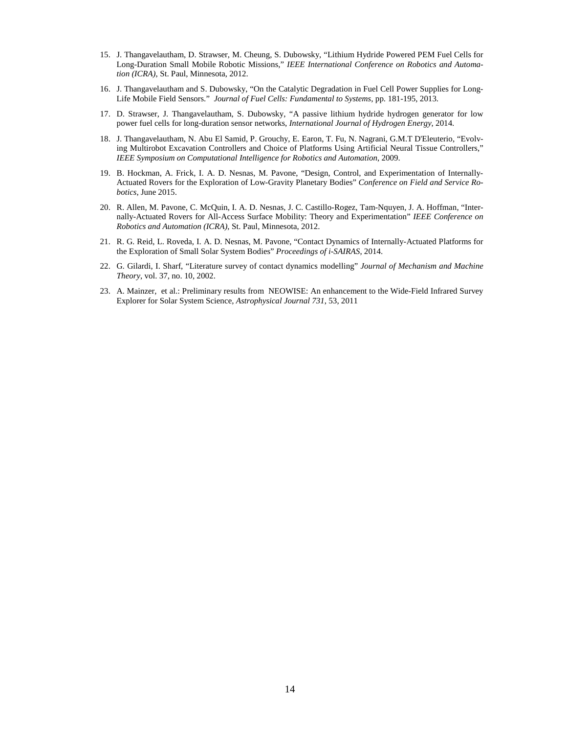15. J. Thangavelautham, D. Strawser, M. Cheung, S. Dubowsky, "Lithium Hydride Powered PEM Fuel Cells for Long-Duration Small Mobile Robotic Missions," *IEEE International Conference on Robotics and Automation (ICRA)*, St. Paul, Minnesota, 2012.

16. J. Thangavelautham and S. Dubowsky, "On the Catalytic Degradation in Fuel Cell Power Supplies for Long-Life Mobile Field Sensors." *Journal of Fuel Cells: Fundamental to Systems*, pp. 181-195, 2013.

17. D. Strawser, J. Thangavelautham, S. Dubowsky, "A passive lithium hydride hydrogen generator for low power fuel cells for long-duration sensor networks, *International Journal of Hydrogen Energy*, 2014.

18. J. Thangavelautham, N. Abu El Samid, P. Grouchy, E. Earon, T. Fu, N. Nagrani, G.M.T D'Eleuterio, "Evolving Multirobot Excavation Controllers and Choice of Platforms Using Artificial Neural Tissue Controllers," *IEEE Symposium on Computational Intelligence for Robotics and Automation*, 2009.

19. B. Hockman, A. Frick, I. A. D. Nesnas, M. Pavone, "Design, Control, and Experimentation of Internally-Actuated Rovers for the Exploration of Low-Gravity Planetary Bodies" *Conference on Field and Service Robotics*, June 2015.

20. R. Allen, M. Pavone, C. McQuin, I. A. D. Nesnas, J. C. Castillo-Rogez, Tam-Nquyen, J. A. Hoffman, "Internally-Actuated Rovers for All-Access Surface Mobility: Theory and Experimentation" *IEEE Conference on Robotics and Automation (ICRA)*, St. Paul, Minnesota, 2012.

21. R. G. Reid, L. Roveda, I. A. D. Nesnas, M. Pavone, "Contact Dynamics of Internally-Actuated Platforms for the Exploration of Small Solar System Bodies" *Proceedings of i-SAIRAS*, 2014.

22. G. Gilardi, I. Sharf, "Literature survey of contact dynamics modelling" *Journal of Mechanism and Machine Theory*, vol. 37, no. 10, 2002.

23. A. Mainzer, et al.: Preliminary results from NEOWISE: An enhancement to the Wide-Field Infrared Survey Explorer for Solar System Science, *Astrophysical Journal 731*, 53, 2011